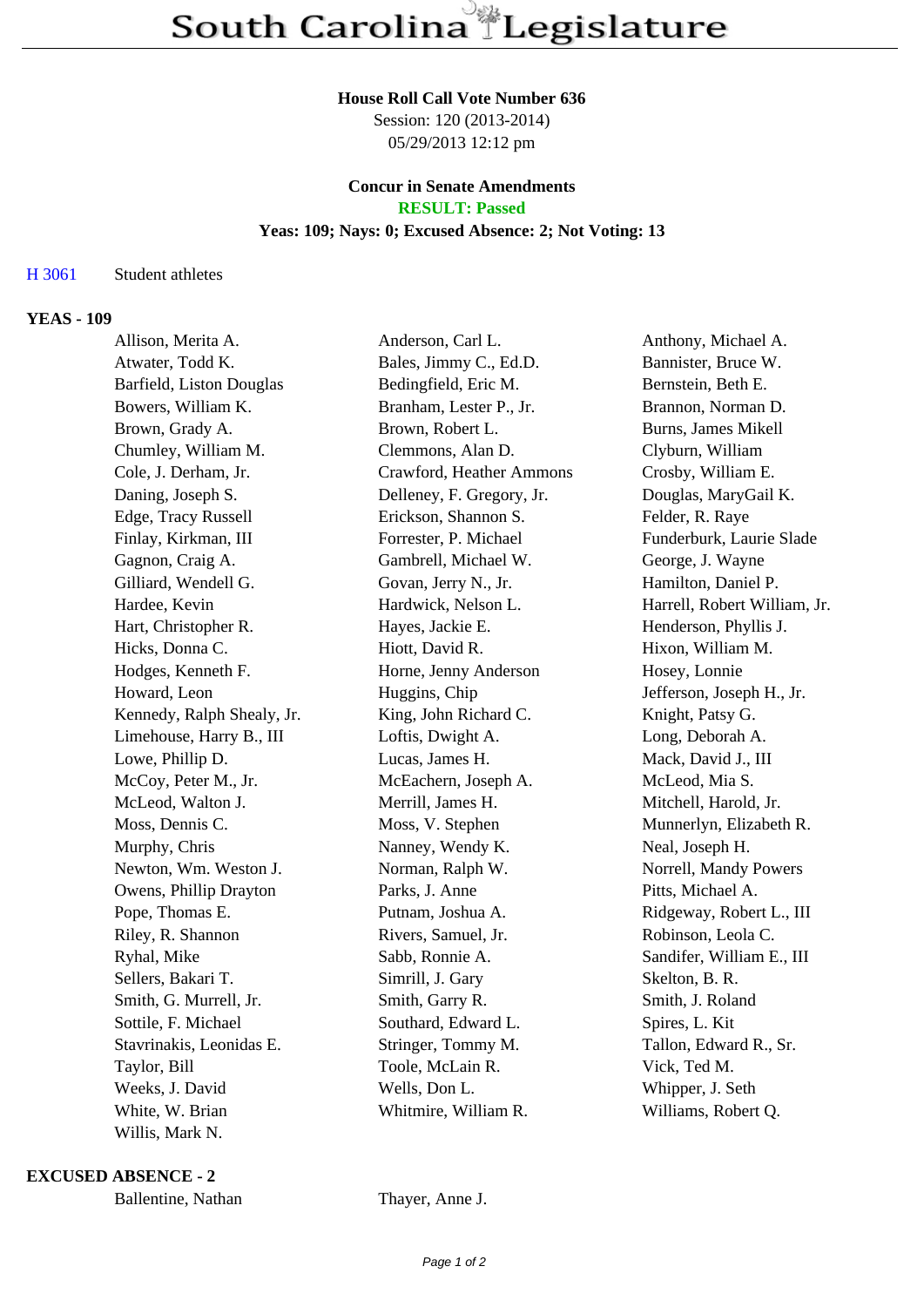# South Carolina Legislature

**House Roll Call Vote Number 636**
Session: 120 (2013-2014)
05/29/2013 12:12 pm

**Concur in Senate Amendments**
**RESULT: Passed**
**Yeas: 109; Nays: 0; Excused Absence: 2; Not Voting: 13**

H 3061 Student athletes

**YEAS - 109**

| | | |
|---|---|---|
| Allison, Merita A. | Anderson, Carl L. | Anthony, Michael A. |
| Atwater, Todd K. | Bales, Jimmy C., Ed.D. | Bannister, Bruce W. |
| Barfield, Liston Douglas | Bedingfield, Eric M. | Bernstein, Beth E. |
| Bowers, William K. | Branham, Lester P., Jr. | Brannon, Norman D. |
| Brown, Grady A. | Brown, Robert L. | Burns, James Mikell |
| Chumley, William M. | Clemmons, Alan D. | Clyburn, William |
| Cole, J. Derham, Jr. | Crawford, Heather Ammons | Crosby, William E. |
| Daning, Joseph S. | Delleney, F. Gregory, Jr. | Douglas, MaryGail K. |
| Edge, Tracy Russell | Erickson, Shannon S. | Felder, R. Raye |
| Finlay, Kirkman, III | Forrester, P. Michael | Funderburk, Laurie Slade |
| Gagnon, Craig A. | Gambrell, Michael W. | George, J. Wayne |
| Gilliard, Wendell G. | Govan, Jerry N., Jr. | Hamilton, Daniel P. |
| Hardee, Kevin | Hardwick, Nelson L. | Harrell, Robert William, Jr. |
| Hart, Christopher R. | Hayes, Jackie E. | Henderson, Phyllis J. |
| Hicks, Donna C. | Hiott, David R. | Hixon, William M. |
| Hodges, Kenneth F. | Horne, Jenny Anderson | Hosey, Lonnie |
| Howard, Leon | Huggins, Chip | Jefferson, Joseph H., Jr. |
| Kennedy, Ralph Shealy, Jr. | King, John Richard C. | Knight, Patsy G. |
| Limehouse, Harry B., III | Loftis, Dwight A. | Long, Deborah A. |
| Lowe, Phillip D. | Lucas, James H. | Mack, David J., III |
| McCoy, Peter M., Jr. | McEachern, Joseph A. | McLeod, Mia S. |
| McLeod, Walton J. | Merrill, James H. | Mitchell, Harold, Jr. |
| Moss, Dennis C. | Moss, V. Stephen | Munnerlyn, Elizabeth R. |
| Murphy, Chris | Nanney, Wendy K. | Neal, Joseph H. |
| Newton, Wm. Weston J. | Norman, Ralph W. | Norrell, Mandy Powers |
| Owens, Phillip Drayton | Parks, J. Anne | Pitts, Michael A. |
| Pope, Thomas E. | Putnam, Joshua A. | Ridgeway, Robert L., III |
| Riley, R. Shannon | Rivers, Samuel, Jr. | Robinson, Leola C. |
| Ryhal, Mike | Sabb, Ronnie A. | Sandifer, William E., III |
| Sellers, Bakari T. | Simrill, J. Gary | Skelton, B. R. |
| Smith, G. Murrell, Jr. | Smith, Garry R. | Smith, J. Roland |
| Sottile, F. Michael | Southard, Edward L. | Spires, L. Kit |
| Stavrinakis, Leonidas E. | Stringer, Tommy M. | Tallon, Edward R., Sr. |
| Taylor, Bill | Toole, McLain R. | Vick, Ted M. |
| Weeks, J. David | Wells, Don L. | Whipper, J. Seth |
| White, W. Brian | Whitmire, William R. | Williams, Robert Q. |
| Willis, Mark N. | | |

**EXCUSED ABSENCE - 2**

| | |
|---|---|
| Ballentine, Nathan | Thayer, Anne J. |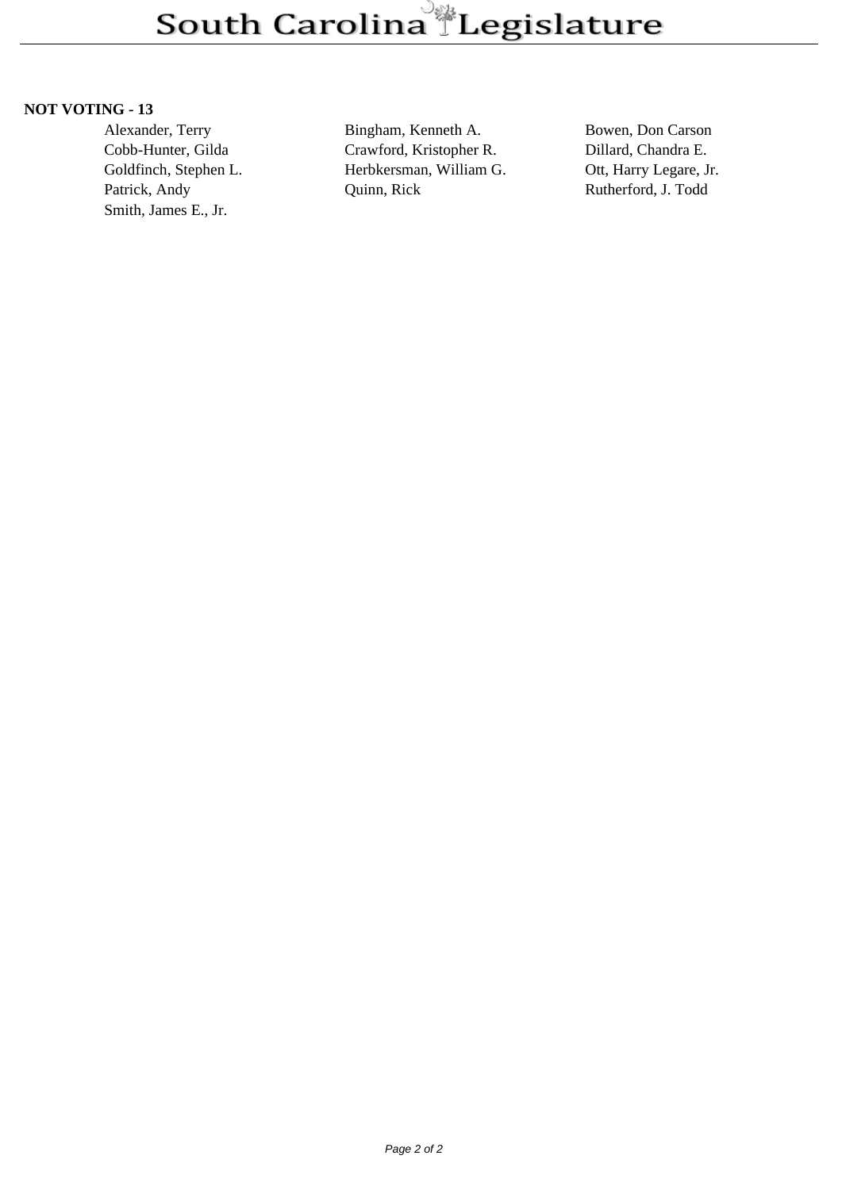**NOT VOTING - 13**

| | | |
|---|---|---|
| Alexander, Terry | Bingham, Kenneth A. | Bowen, Don Carson |
| Cobb-Hunter, Gilda | Crawford, Kristopher R. | Dillard, Chandra E. |
| Goldfinch, Stephen L. | Herbkersman, William G. | Ott, Harry Legare, Jr. |
| Patrick, Andy | Quinn, Rick | Rutherford, J. Todd |
| Smith, James E., Jr. | | |